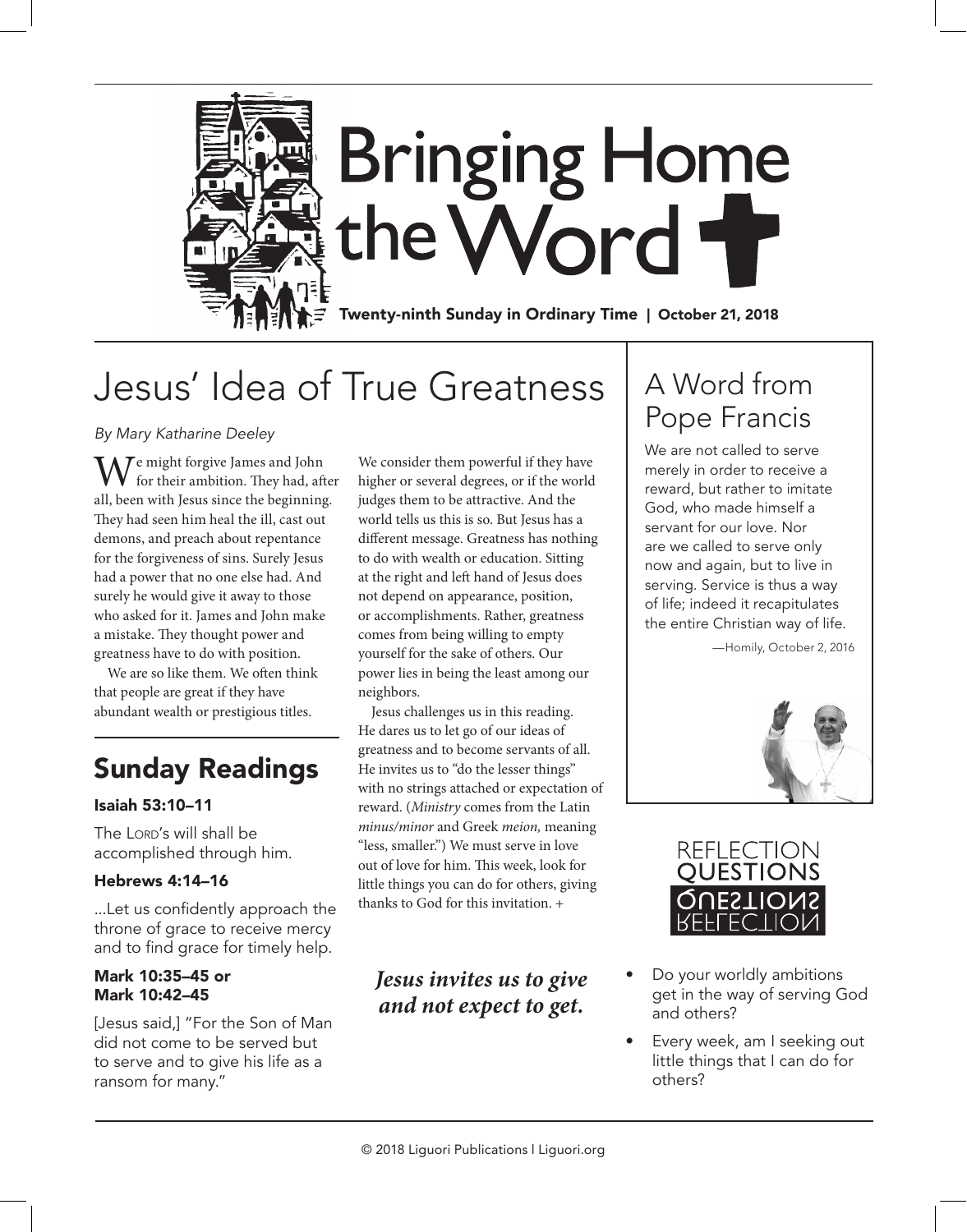# Bringing Home the Word

**Twenty-ninth Sunday in Ordinary Time | October 21, 2018**

## Jesus' Idea of True Greatness

*By Mary Katharine Deeley*

We might forgive James and John for their ambition. They had, after all, been with Jesus since the beginning. They had seen him heal the ill, cast out demons, and preach about repentance for the forgiveness of sins. Surely Jesus had a power that no one else had. And surely he would give it away to those who asked for it. James and John make a mistake. They thought power and greatness have to do with position.

We are so like them. We often think that people are great if they have abundant wealth or prestigious titles. We consider them powerful if they have higher or several degrees, or if the world judges them to be attractive. And the world tells us this is so. But Jesus has a different message. Greatness has nothing to do with wealth or education. Sitting at the right and left hand of Jesus does not depend on appearance, position, or accomplishments. Rather, greatness comes from being willing to empty yourself for the sake of others. Our power lies in being the least among our neighbors.

Jesus challenges us in this reading. He dares us to let go of our ideas of greatness and to become servants of all. He invites us to "do the lesser things" with no strings attached or expectation of reward. (*Ministry* comes from the Latin *minus/minor* and Greek *meion,* meaning "less, smaller.") We must serve in love out of love for him. This week, look for little things you can do for others, giving thanks to God for this invitation. +

***Jesus invites us to give and not expect to get.***

## Sunday Readings

**Isaiah 53:10–11**

The LORD's will shall be accomplished through him.

**Hebrews 4:14–16**

...Let us confidently approach the throne of grace to receive mercy and to find grace for timely help.

**Mark 10:35–45 or Mark 10:42–45**

[Jesus said,] "For the Son of Man did not come to be served but to serve and to give his life as a ransom for many."

## A Word from Pope Francis

We are not called to serve merely in order to receive a reward, but rather to imitate God, who made himself a servant for our love. Nor are we called to serve only now and again, but to live in serving. Service is thus a way of life; indeed it recapitulates the entire Christian way of life.

—Homily, October 2, 2016

## Reflection Questions

- Do your worldly ambitions get in the way of serving God and others?
- Every week, am I seeking out little things that I can do for others?

© 2018 Liguori Publications | Liguori.org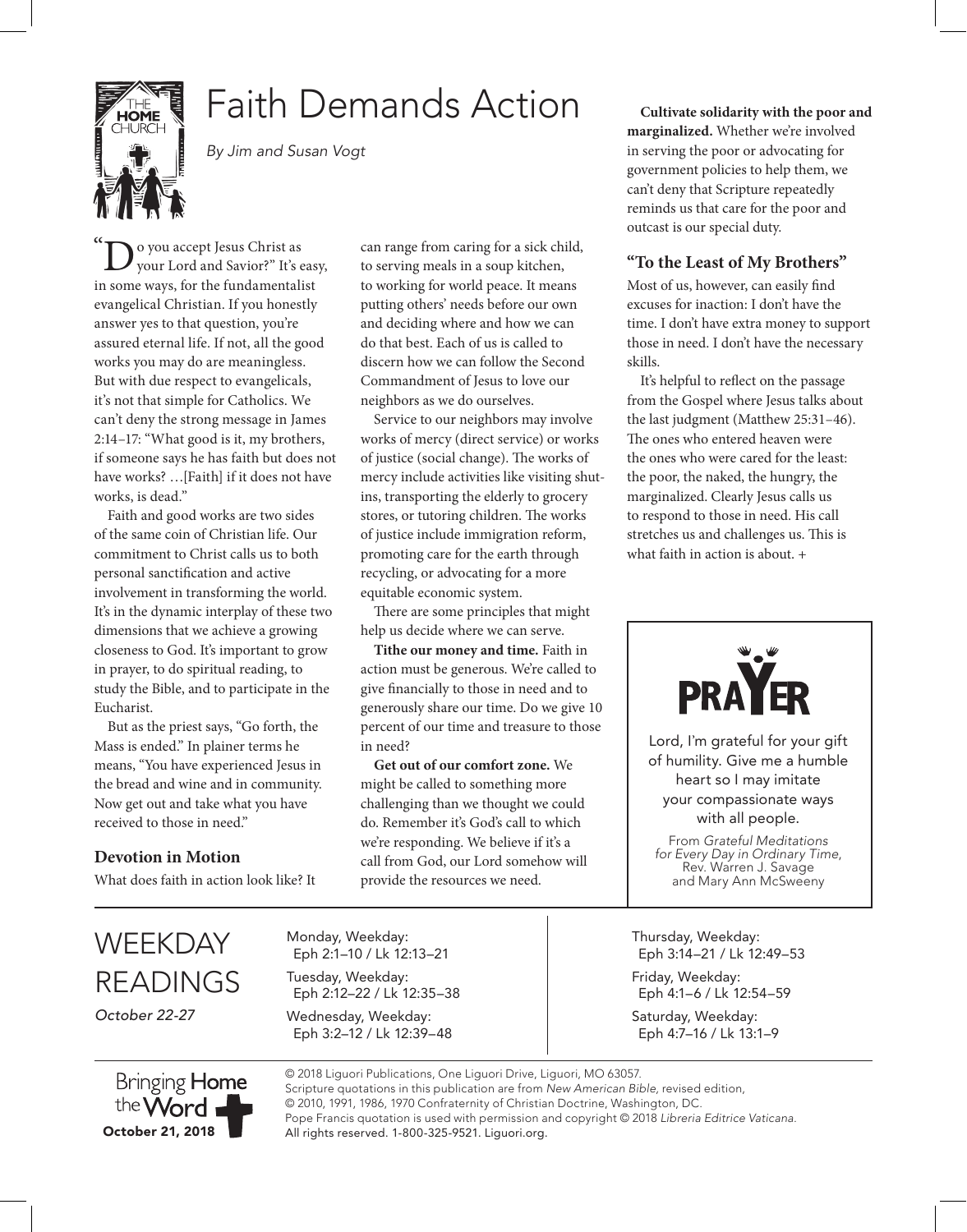# Faith Demands Action

*By Jim and Susan Vogt*

"Do you accept Jesus Christ as your Lord and Savior?" It's easy, in some ways, for the fundamentalist evangelical Christian. If you honestly answer yes to that question, you're assured eternal life. If not, all the good works you may do are meaningless. But with due respect to evangelicals, it's not that simple for Catholics. We can't deny the strong message in James 2:14–17: "What good is it, my brothers, if someone says he has faith but does not have works? …[Faith] if it does not have works, is dead."

Faith and good works are two sides of the same coin of Christian life. Our commitment to Christ calls us to both personal sanctification and active involvement in transforming the world. It's in the dynamic interplay of these two dimensions that we achieve a growing closeness to God. It's important to grow in prayer, to do spiritual reading, to study the Bible, and to participate in the Eucharist.

But as the priest says, "Go forth, the Mass is ended." In plainer terms he means, "You have experienced Jesus in the bread and wine and in community. Now get out and take what you have received to those in need."

### Devotion in Motion

What does faith in action look like? It can range from caring for a sick child, to serving meals in a soup kitchen, to working for world peace. It means putting others' needs before our own and deciding where and how we can do that best. Each of us is called to discern how we can follow the Second Commandment of Jesus to love our neighbors as we do ourselves.

Service to our neighbors may involve works of mercy (direct service) or works of justice (social change). The works of mercy include activities like visiting shut-ins, transporting the elderly to grocery stores, or tutoring children. The works of justice include immigration reform, promoting care for the earth through recycling, or advocating for a more equitable economic system.

There are some principles that might help us decide where we can serve.

**Tithe our money and time.** Faith in action must be generous. We're called to give financially to those in need and to generously share our time. Do we give 10 percent of our time and treasure to those in need?

**Get out of our comfort zone.** We might be called to something more challenging than we thought we could do. Remember it's God's call to which we're responding. We believe if it's a call from God, our Lord somehow will provide the resources we need.

**Cultivate solidarity with the poor and marginalized.** Whether we're involved in serving the poor or advocating for government policies to help them, we can't deny that Scripture repeatedly reminds us that care for the poor and outcast is our special duty.

### "To the Least of My Brothers"

Most of us, however, can easily find excuses for inaction: I don't have the time. I don't have extra money to support those in need. I don't have the necessary skills.

It's helpful to reflect on the passage from the Gospel where Jesus talks about the last judgment (Matthew 25:31–46). The ones who entered heaven were the ones who cared for the least: the poor, the naked, the hungry, the marginalized. Clearly Jesus calls us to respond to those in need. His call stretches us and challenges us. This is what faith in action is about. +

## PRAYER

Lord, I'm grateful for your gift of humility. Give me a humble heart so I may imitate your compassionate ways with all people.

From *Grateful Meditations for Every Day in Ordinary Time*, Rev. Warren J. Savage and Mary Ann McSweeny

## WEEKDAY READINGS

*October 22-27*

Monday, Weekday: Eph 2:1–10 / Lk 12:13–21

Tuesday, Weekday: Eph 2:12–22 / Lk 12:35–38

Wednesday, Weekday: Eph 3:2–12 / Lk 12:39–48

Thursday, Weekday: Eph 3:14–21 / Lk 12:49–53

Friday, Weekday: Eph 4:1–6 / Lk 12:54–59

Saturday, Weekday: Eph 4:7–16 / Lk 13:1–9

Bringing Home the Word
October 21, 2018

© 2018 Liguori Publications, One Liguori Drive, Liguori, MO 63057.
Scripture quotations in this publication are from *New American Bible*, revised edition, © 2010, 1991, 1986, 1970 Confraternity of Christian Doctrine, Washington, DC.
Pope Francis quotation is used with permission and copyright © 2018 *Libreria Editrice Vaticana*.
All rights reserved. 1-800-325-9521. Liguori.org.